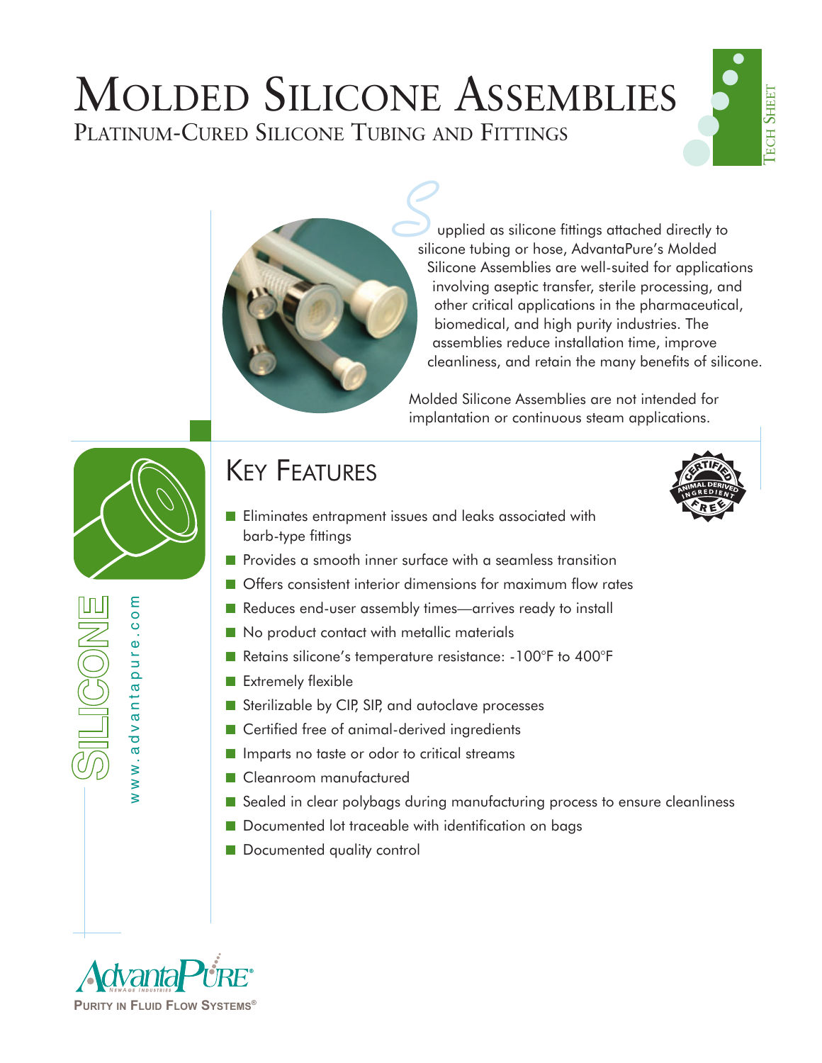# Molded Silicone Assemblies

## Platinum-Cured Silicone Tubing and Fittings

Tech Sheet

Supplied as silicone fittings attached directly to silicone tubing or hose, AdvantaPure's Molded Silicone Assemblies are well-suited for applications involving aseptic transfer, sterile processing, and other critical applications in the pharmaceutical, biomedical, and high purity industries. The assemblies reduce installation time, improve cleanliness, and retain the many benefits of silicone.

Molded Silicone Assemblies are not intended for implantation or continuous steam applications.

SILICONE

www.advantapure.com

## Key Features

Certified Animal Derived Ingredient Free

- Eliminates entrapment issues and leaks associated with barb-type fittings
- Provides a smooth inner surface with a seamless transition
- Offers consistent interior dimensions for maximum flow rates
- Reduces end-user assembly times—arrives ready to install
- No product contact with metallic materials
- Retains silicone's temperature resistance: -100°F to 400°F
- Extremely flexible
- Sterilizable by CIP, SIP, and autoclave processes
- Certified free of animal-derived ingredients
- Imparts no taste or odor to critical streams
- Cleanroom manufactured
- Sealed in clear polybags during manufacturing process to ensure cleanliness
- Documented lot traceable with identification on bags
- Documented quality control

AdvantaPure® NewAge Industries

Purity in Fluid Flow Systems®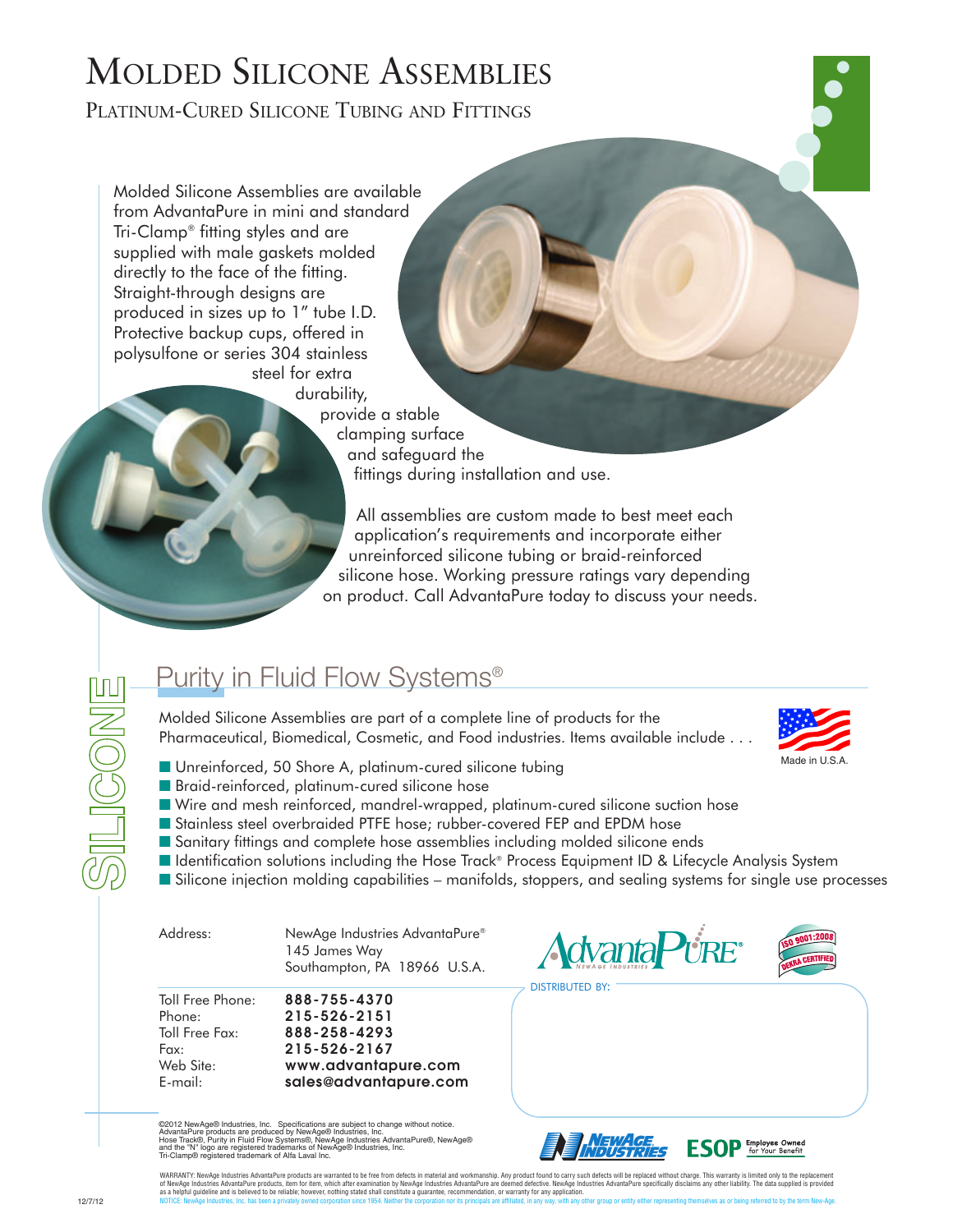# Molded Silicone Assemblies

## Platinum-Cured Silicone Tubing and Fittings

Molded Silicone Assemblies are available from AdvantaPure in mini and standard Tri-Clamp® fitting styles and are supplied with male gaskets molded directly to the face of the fitting. Straight-through designs are produced in sizes up to 1" tube I.D. Protective backup cups, offered in polysulfone or series 304 stainless steel for extra durability, provide a stable clamping surface and safeguard the fittings during installation and use.

All assemblies are custom made to best meet each application's requirements and incorporate either unreinforced silicone tubing or braid-reinforced silicone hose. Working pressure ratings vary depending on product. Call AdvantaPure today to discuss your needs.

SILICONE

## Purity in Fluid Flow Systems®

Molded Silicone Assemblies are part of a complete line of products for the Pharmaceutical, Biomedical, Cosmetic, and Food industries. Items available include . . .

Made in U.S.A.

- Unreinforced, 50 Shore A, platinum-cured silicone tubing
- Braid-reinforced, platinum-cured silicone hose
- Wire and mesh reinforced, mandrel-wrapped, platinum-cured silicone suction hose
- Stainless steel overbraided PTFE hose; rubber-covered FEP and EPDM hose
- Sanitary fittings and complete hose assemblies including molded silicone ends
- Identification solutions including the Hose Track® Process Equipment ID & Lifecycle Analysis System
- Silicone injection molding capabilities – manifolds, stoppers, and sealing systems for single use processes

| | |
|---|---|
| Address: | NewAge Industries AdvantaPure® 145 James Way Southampton, PA 18966 U.S.A. |
| Toll Free Phone: | **888-755-4370** |
| Phone: | **215-526-2151** |
| Toll Free Fax: | **888-258-4293** |
| Fax: | **215-526-2167** |
| Web Site: | **www.advantapure.com** |
| E-mail: | **sales@advantapure.com** |

AdvantaPURE® NEWAGE INDUSTRIES

ISO 9001:2008 DEKRA CERTIFIED

DISTRIBUTED BY:

©2012 NewAge® Industries, Inc. Specifications are subject to change without notice.
AdvantaPure products are produced by NewAge® Industries, Inc.
Hose Track®, Purity in Fluid Flow Systems®, NewAge Industries AdvantaPure®, NewAge® and the "N" logo are registered trademarks of NewAge® Industries, Inc.
Tri-Clamp® registered trademark of Alfa Laval Inc.

NEWAGE INDUSTRIES — ESOP Employee Owned for Your Benefit

WARRANTY: NewAge Industries AdvantaPure products are warranted to be free from defects in material and workmanship. Any product found to carry such defects will be replaced without charge. This warranty is limited only to the replacement of NewAge Industries AdvantaPure products, item for item, which after examination by NewAge Industries AdvantaPure are deemed defective. NewAge Industries AdvantaPure specifically disclaims any other liability. The data supplied is provided as a helpful guideline and is believed to be reliable; however, nothing stated shall constitute a guarantee, recommendation, or warranty for any application.

NOTICE: NewAge Industries, Inc. has been a privately owned corporation since 1954. Neither the corporation nor its principals are affiliated, in any way, with any other group or entity either representing themselves as or being referred to by the term New-Age.

12/7/12